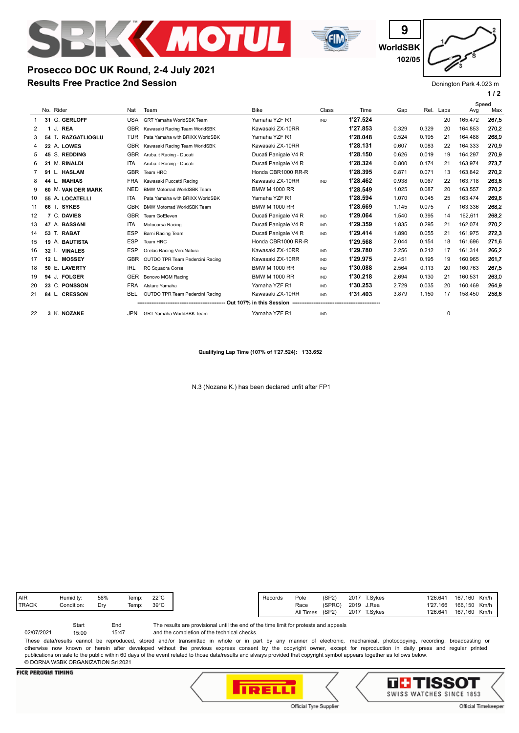# Prosecco DOC UK Round, 2-4 July 2021

## Results Free Practice 2nd Session

9
WorldSBK
102/05

Donington Park 4.023 m

|  | No. | Rider | Nat | Team | Bike | Class | Time | Gap | Rel. | Laps | Speed Avg | Speed Max |
|---|---|---|---|---|---|---|---|---|---|---|---|---|
| 1 | 31 | G. GERLOFF | USA | GRT Yamaha WorldSBK Team | Yamaha YZF R1 | IND | 1'27.524 |  |  | 20 | 165,472 | 267,5 |
| 2 | 1 | J. REA | GBR | Kawasaki Racing Team WorldSBK | Kawasaki ZX-10RR |  | 1'27.853 | 0.329 | 0.329 | 20 | 164,853 | 270,2 |
| 3 | 54 | T. RAZGATLIOGLU | TUR | Pata Yamaha with BRIXX WorldSBK | Yamaha YZF R1 |  | 1'28.048 | 0.524 | 0.195 | 21 | 164,488 | 268,9 |
| 4 | 22 | A. LOWES | GBR | Kawasaki Racing Team WorldSBK | Kawasaki ZX-10RR |  | 1'28.131 | 0.607 | 0.083 | 22 | 164,333 | 270,9 |
| 5 | 45 | S. REDDING | GBR | Aruba.it Racing - Ducati | Ducati Panigale V4 R |  | 1'28.150 | 0.626 | 0.019 | 19 | 164,297 | 270,9 |
| 6 | 21 | M. RINALDI | ITA | Aruba.it Racing - Ducati | Ducati Panigale V4 R |  | 1'28.324 | 0.800 | 0.174 | 21 | 163,974 | 273,7 |
| 7 | 91 | L. HASLAM | GBR | Team HRC | Honda CBR1000 RR-R |  | 1'28.395 | 0.871 | 0.071 | 13 | 163,842 | 270,2 |
| 8 | 44 | L. MAHIAS | FRA | Kawasaki Puccetti Racing | Kawasaki ZX-10RR | IND | 1'28.462 | 0.938 | 0.067 | 22 | 163,718 | 263,6 |
| 9 | 60 | M. VAN DER MARK | NED | BMW Motorrad WorldSBK Team | BMW M 1000 RR |  | 1'28.549 | 1.025 | 0.087 | 20 | 163,557 | 270,2 |
| 10 | 55 | A. LOCATELLI | ITA | Pata Yamaha with BRIXX WorldSBK | Yamaha YZF R1 |  | 1'28.594 | 1.070 | 0.045 | 25 | 163,474 | 269,6 |
| 11 | 66 | T. SYKES | GBR | BMW Motorrad WorldSBK Team | BMW M 1000 RR |  | 1'28.669 | 1.145 | 0.075 | 7 | 163,336 | 268,2 |
| 12 | 7 | C. DAVIES | GBR | Team GoEleven | Ducati Panigale V4 R | IND | 1'29.064 | 1.540 | 0.395 | 14 | 162,611 | 268,2 |
| 13 | 47 | A. BASSANI | ITA | Motocorsa Racing | Ducati Panigale V4 R | IND | 1'29.359 | 1.835 | 0.295 | 21 | 162,074 | 270,2 |
| 14 | 53 | T. RABAT | ESP | Barni Racing Team | Ducati Panigale V4 R | IND | 1'29.414 | 1.890 | 0.055 | 21 | 161,975 | 272,3 |
| 15 | 19 | A. BAUTISTA | ESP | Team HRC | Honda CBR1000 RR-R |  | 1'29.568 | 2.044 | 0.154 | 18 | 161,696 | 271,6 |
| 16 | 32 | I. VINALES | ESP | Orelac Racing VerdNatura | Kawasaki ZX-10RR | IND | 1'29.780 | 2.256 | 0.212 | 17 | 161,314 | 266,2 |
| 17 | 12 | L. MOSSEY | GBR | OUTDO TPR Team Pedercini Racing | Kawasaki ZX-10RR | IND | 1'29.975 | 2.451 | 0.195 | 19 | 160,965 | 261,7 |
| 18 | 50 | E. LAVERTY | IRL | RC Squadra Corse | BMW M 1000 RR | IND | 1'30.088 | 2.564 | 0.113 | 20 | 160,763 | 267,5 |
| 19 | 94 | J. FOLGER | GER | Bonovo MGM Racing | BMW M 1000 RR | IND | 1'30.218 | 2.694 | 0.130 | 21 | 160,531 | 263,0 |
| 20 | 23 | C. PONSSON | FRA | Alstare Yamaha | Yamaha YZF R1 | IND | 1'30.253 | 2.729 | 0.035 | 20 | 160,469 | 264,9 |
| 21 | 84 | L. CRESSON | BEL | OUTDO TPR Team Pedercini Racing | Kawasaki ZX-10RR | IND | 1'31.403 | 3.879 | 1.150 | 17 | 158,450 | 258,6 |
|  |  | Out 107% in this Session |  |  |  |  |  |  |  |  |  |  |
| 22 | 3 | K. NOZANE | JPN | GRT Yamaha WorldSBK Team | Yamaha YZF R1 | IND |  |  |  | 0 |  |  |

**Qualifying Lap Time (107% of 1'27.524): 1'33.652**

N.3 (Nozane K.) has been declared unfit after FP1

| AIR | Humidity: | 56% | Temp: | 22°C |
|---|---|---|---|---|
| TRACK | Condition: | Dry | Temp: | 39°C |

| Records | | | | | | | |
|---|---|---|---|---|---|---|---|
| Pole | (SP2) | 2017 | T.Sykes | 1'26.641 | 167,160 | Km/h |
| Race | (SPRC) | 2019 | J.Rea | 1'27.166 | 166,150 | Km/h |
| All Times | (SP2) | 2017 | T.Sykes | 1'26.641 | 167,160 | Km/h |

| | Start | End |
|---|---|---|
| 02/07/2021 | 15:00 | 15:47 |

The results are provisional until the end of the time limit for protests and appeals and the completion of the technical checks.

These data/results cannot be reproduced, stored and/or transmitted in whole or in part by any manner of electronic, mechanical, photocopying, recording, broadcasting or otherwise now known or herein after developed without the previous express consent by the copyright owner, except for reproduction in daily press and regular printed publications on sale to the public within 60 days of the event related to those data/results and always provided that copyright symbol appears together as follows below.
© DORNA WSBK ORGANIZATION Srl 2021

FICR PERUGIA TIMING

Official Tyre Supplier — PIRELLI
Official Timekeeper — TISSOT SWISS WATCHES SINCE 1853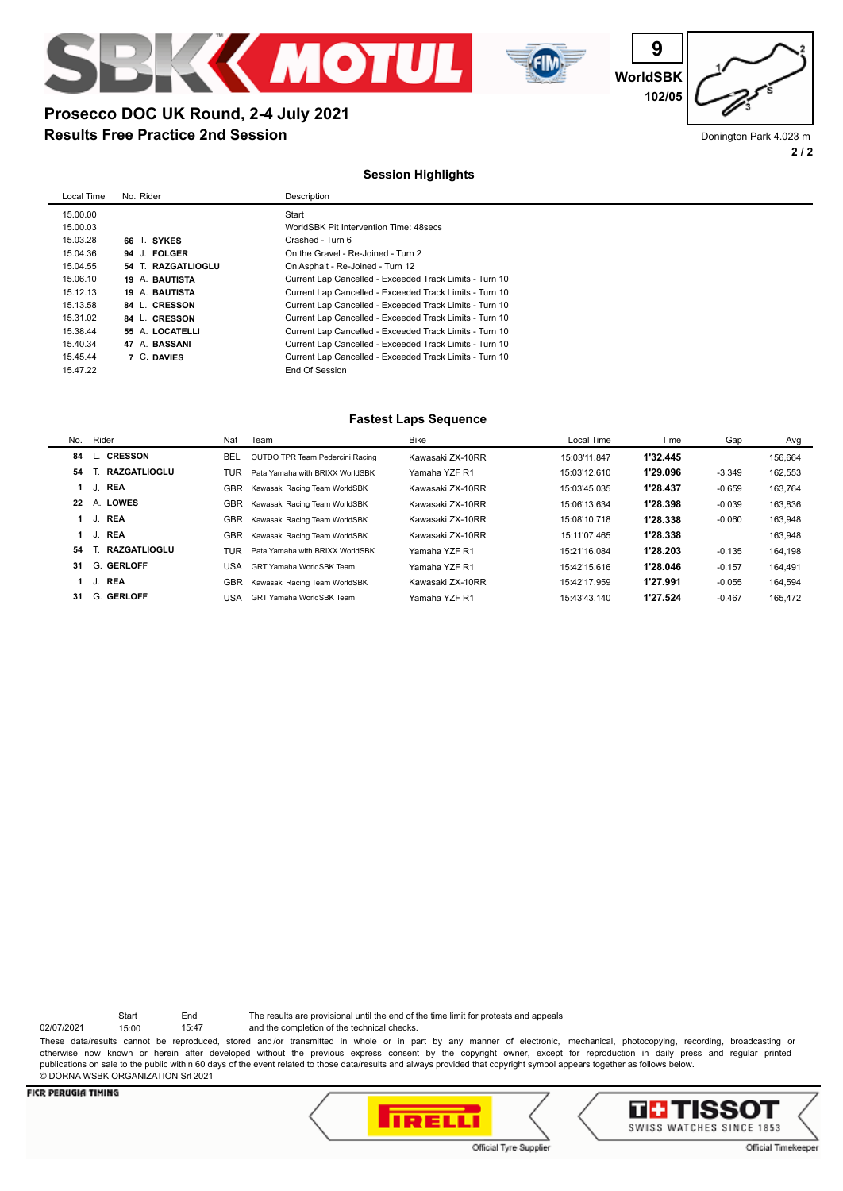# Prosecco DOC UK Round, 2-4 July 2021

## Results Free Practice 2nd Session

9
WorldSBK
102/05

Donington Park 4.023 m

### Session Highlights

| Local Time | No. Rider | Description |
|---|---|---|
| 15.00.00 | | Start |
| 15.00.03 | | WorldSBK Pit Intervention Time: 48secs |
| 15.03.28 | 66 T. **SYKES** | Crashed - Turn 6 |
| 15.04.36 | 94 J. **FOLGER** | On the Gravel - Re-Joined - Turn 2 |
| 15.04.55 | 54 T. **RAZGATLIOGLU** | On Asphalt - Re-Joined - Turn 12 |
| 15.06.10 | 19 A. **BAUTISTA** | Current Lap Cancelled - Exceeded Track Limits - Turn 10 |
| 15.12.13 | 19 A. **BAUTISTA** | Current Lap Cancelled - Exceeded Track Limits - Turn 10 |
| 15.13.58 | 84 L. **CRESSON** | Current Lap Cancelled - Exceeded Track Limits - Turn 10 |
| 15.31.02 | 84 L. **CRESSON** | Current Lap Cancelled - Exceeded Track Limits - Turn 10 |
| 15.38.44 | 55 A. **LOCATELLI** | Current Lap Cancelled - Exceeded Track Limits - Turn 10 |
| 15.40.34 | 47 A. **BASSANI** | Current Lap Cancelled - Exceeded Track Limits - Turn 10 |
| 15.45.44 | 7 C. **DAVIES** | Current Lap Cancelled - Exceeded Track Limits - Turn 10 |
| 15.47.22 | | End Of Session |

### Fastest Laps Sequence

| No. | Rider | Nat | Team | Bike | Local Time | Time | Gap | Avg |
|---|---|---|---|---|---|---|---|---|
| 84 | L. **CRESSON** | BEL | OUTDO TPR Team Pedercini Racing | Kawasaki ZX-10RR | 15:03'11.847 | **1'32.445** | | 156,664 |
| 54 | T. **RAZGATLIOGLU** | TUR | Pata Yamaha with BRIXX WorldSBK | Yamaha YZF R1 | 15:03'12.610 | **1'29.096** | -3.349 | 162,553 |
| 1 | J. **REA** | GBR | Kawasaki Racing Team WorldSBK | Kawasaki ZX-10RR | 15:03'45.035 | **1'28.437** | -0.659 | 163,764 |
| 22 | A. **LOWES** | GBR | Kawasaki Racing Team WorldSBK | Kawasaki ZX-10RR | 15:06'13.634 | **1'28.398** | -0.039 | 163,836 |
| 1 | J. **REA** | GBR | Kawasaki Racing Team WorldSBK | Kawasaki ZX-10RR | 15:08'10.718 | **1'28.338** | -0.060 | 163,948 |
| 1 | J. **REA** | GBR | Kawasaki Racing Team WorldSBK | Kawasaki ZX-10RR | 15:11'07.465 | **1'28.338** | | 163,948 |
| 54 | T. **RAZGATLIOGLU** | TUR | Pata Yamaha with BRIXX WorldSBK | Yamaha YZF R1 | 15:21'16.084 | **1'28.203** | -0.135 | 164,198 |
| 31 | G. **GERLOFF** | USA | GRT Yamaha WorldSBK Team | Yamaha YZF R1 | 15:42'15.616 | **1'28.046** | -0.157 | 164,491 |
| 1 | J. **REA** | GBR | Kawasaki Racing Team WorldSBK | Kawasaki ZX-10RR | 15:42'17.959 | **1'27.991** | -0.055 | 164,594 |
| 31 | G. **GERLOFF** | USA | GRT Yamaha WorldSBK Team | Yamaha YZF R1 | 15:43'43.140 | **1'27.524** | -0.467 | 165,472 |

| | Start | End | |
|---|---|---|---|
| 02/07/2021 | 15:00 | 15:47 | The results are provisional until the end of the time limit for protests and appeals and the completion of the technical checks. |

These data/results cannot be reproduced, stored and/or transmitted in whole or in part by any manner of electronic, mechanical, photocopying, recording, broadcasting or otherwise now known or herein after developed without the previous express consent by the copyright owner, except for reproduction in daily press and regular printed publications on sale to the public within 60 days of the event related to those data/results and always provided that copyright symbol appears together as follows below.
© DORNA WSBK ORGANIZATION Srl 2021

FICR PERUGIA TIMING

Official Tyre Supplier

Official Timekeeper